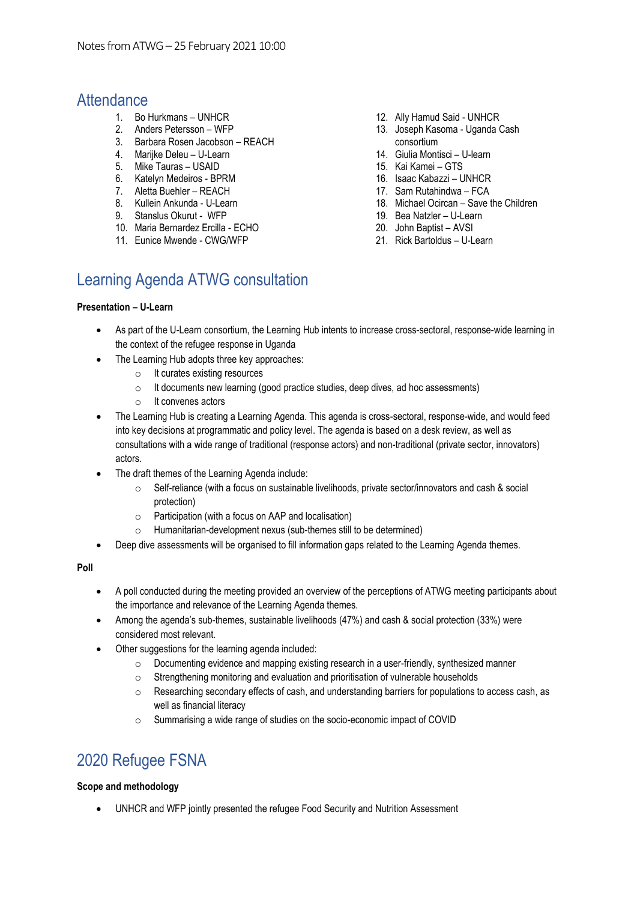Notes from ATWG – 25 February 2021 10:00

## Attendance

1. Bo Hurkmans – UNHCR
2. Anders Petersson – WFP
3. Barbara Rosen Jacobson – REACH
4. Marijke Deleu – U-Learn
5. Mike Tauras – USAID
6. Katelyn Medeiros - BPRM
7. Aletta Buehler – REACH
8. Kullein Ankunda - U-Learn
9. Stanslus Okurut - WFP
10. Maria Bernardez Ercilla - ECHO
11. Eunice Mwende - CWG/WFP
12. Ally Hamud Said - UNHCR
13. Joseph Kasoma - Uganda Cash consortium
14. Giulia Montisci – U-learn
15. Kai Kamei – GTS
16. Isaac Kabazzi – UNHCR
17. Sam Rutahindwa – FCA
18. Michael Ocircan – Save the Children
19. Bea Natzler – U-Learn
20. John Baptist – AVSI
21. Rick Bartoldus – U-Learn

## Learning Agenda ATWG consultation

**Presentation – U-Learn**

- As part of the U-Learn consortium, the Learning Hub intends to increase cross-sectoral, response-wide learning in the context of the refugee response in Uganda
- The Learning Hub adopts three key approaches:
  - It curates existing resources
  - It documents new learning (good practice studies, deep dives, ad hoc assessments)
  - It convenes actors
- The Learning Hub is creating a Learning Agenda. This agenda is cross-sectoral, response-wide, and would feed into key decisions at programmatic and policy level. The agenda is based on a desk review, as well as consultations with a wide range of traditional (response actors) and non-traditional (private sector, innovators) actors.
- The draft themes of the Learning Agenda include:
  - Self-reliance (with a focus on sustainable livelihoods, private sector/innovators and cash & social protection)
  - Participation (with a focus on AAP and localisation)
  - Humanitarian-development nexus (sub-themes still to be determined)
- Deep dive assessments will be organised to fill information gaps related to the Learning Agenda themes.

**Poll**

- A poll conducted during the meeting provided an overview of the perceptions of ATWG meeting participants about the importance and relevance of the Learning Agenda themes.
- Among the agenda's sub-themes, sustainable livelihoods (47%) and cash & social protection (33%) were considered most relevant.
- Other suggestions for the learning agenda included:
  - Documenting evidence and mapping existing research in a user-friendly, synthesized manner
  - Strengthening monitoring and evaluation and prioritisation of vulnerable households
  - Researching secondary effects of cash, and understanding barriers for populations to access cash, as well as financial literacy
  - Summarising a wide range of studies on the socio-economic impact of COVID

## 2020 Refugee FSNA

**Scope and methodology**

- UNHCR and WFP jointly presented the refugee Food Security and Nutrition Assessment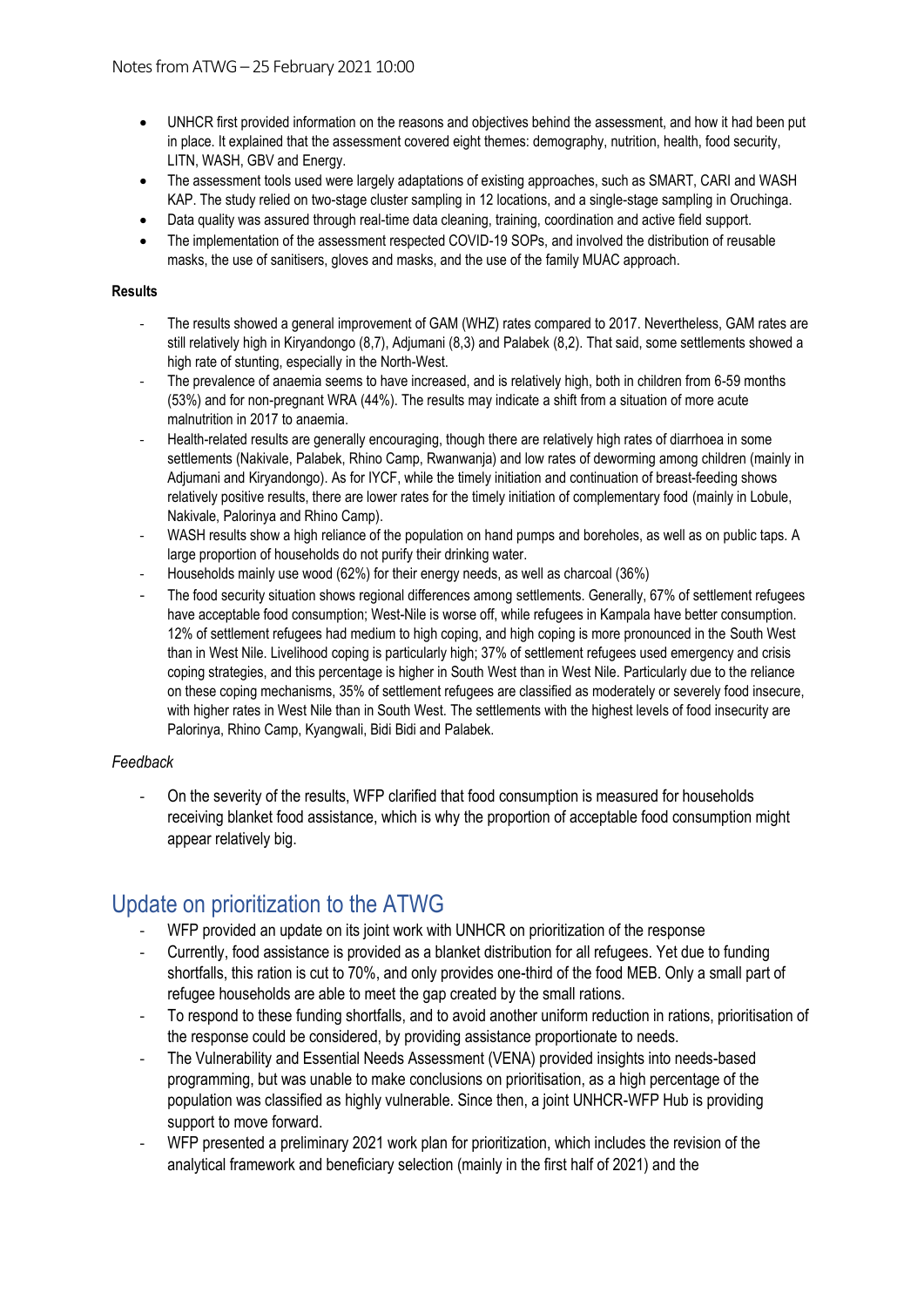Notes from ATWG – 25 February 2021 10:00

- UNHCR first provided information on the reasons and objectives behind the assessment, and how it had been put in place. It explained that the assessment covered eight themes: demography, nutrition, health, food security, LITN, WASH, GBV and Energy.
- The assessment tools used were largely adaptations of existing approaches, such as SMART, CARI and WASH KAP. The study relied on two-stage cluster sampling in 12 locations, and a single-stage sampling in Oruchinga.
- Data quality was assured through real-time data cleaning, training, coordination and active field support.
- The implementation of the assessment respected COVID-19 SOPs, and involved the distribution of reusable masks, the use of sanitisers, gloves and masks, and the use of the family MUAC approach.

**Results**

- The results showed a general improvement of GAM (WHZ) rates compared to 2017. Nevertheless, GAM rates are still relatively high in Kiryandongo (8,7), Adjumani (8,3) and Palabek (8,2). That said, some settlements showed a high rate of stunting, especially in the North-West.
- The prevalence of anaemia seems to have increased, and is relatively high, both in children from 6-59 months (53%) and for non-pregnant WRA (44%). The results may indicate a shift from a situation of more acute malnutrition in 2017 to anaemia.
- Health-related results are generally encouraging, though there are relatively high rates of diarrhoea in some settlements (Nakivale, Palabek, Rhino Camp, Rwanwanja) and low rates of deworming among children (mainly in Adjumani and Kiryandongo). As for IYCF, while the timely initiation and continuation of breast-feeding shows relatively positive results, there are lower rates for the timely initiation of complementary food (mainly in Lobule, Nakivale, Palorinya and Rhino Camp).
- WASH results show a high reliance of the population on hand pumps and boreholes, as well as on public taps. A large proportion of households do not purify their drinking water.
- Households mainly use wood (62%) for their energy needs, as well as charcoal (36%)
- The food security situation shows regional differences among settlements. Generally, 67% of settlement refugees have acceptable food consumption; West-Nile is worse off, while refugees in Kampala have better consumption. 12% of settlement refugees had medium to high coping, and high coping is more pronounced in the South West than in West Nile. Livelihood coping is particularly high; 37% of settlement refugees used emergency and crisis coping strategies, and this percentage is higher in South West than in West Nile. Particularly due to the reliance on these coping mechanisms, 35% of settlement refugees are classified as moderately or severely food insecure, with higher rates in West Nile than in South West. The settlements with the highest levels of food insecurity are Palorinya, Rhino Camp, Kyangwali, Bidi Bidi and Palabek.

*Feedback*

- On the severity of the results, WFP clarified that food consumption is measured for households receiving blanket food assistance, which is why the proportion of acceptable food consumption might appear relatively big.

## Update on prioritization to the ATWG

- WFP provided an update on its joint work with UNHCR on prioritization of the response
- Currently, food assistance is provided as a blanket distribution for all refugees. Yet due to funding shortfalls, this ration is cut to 70%, and only provides one-third of the food MEB. Only a small part of refugee households are able to meet the gap created by the small rations.
- To respond to these funding shortfalls, and to avoid another uniform reduction in rations, prioritisation of the response could be considered, by providing assistance proportionate to needs.
- The Vulnerability and Essential Needs Assessment (VENA) provided insights into needs-based programming, but was unable to make conclusions on prioritisation, as a high percentage of the population was classified as highly vulnerable. Since then, a joint UNHCR-WFP Hub is providing support to move forward.
- WFP presented a preliminary 2021 work plan for prioritization, which includes the revision of the analytical framework and beneficiary selection (mainly in the first half of 2021) and the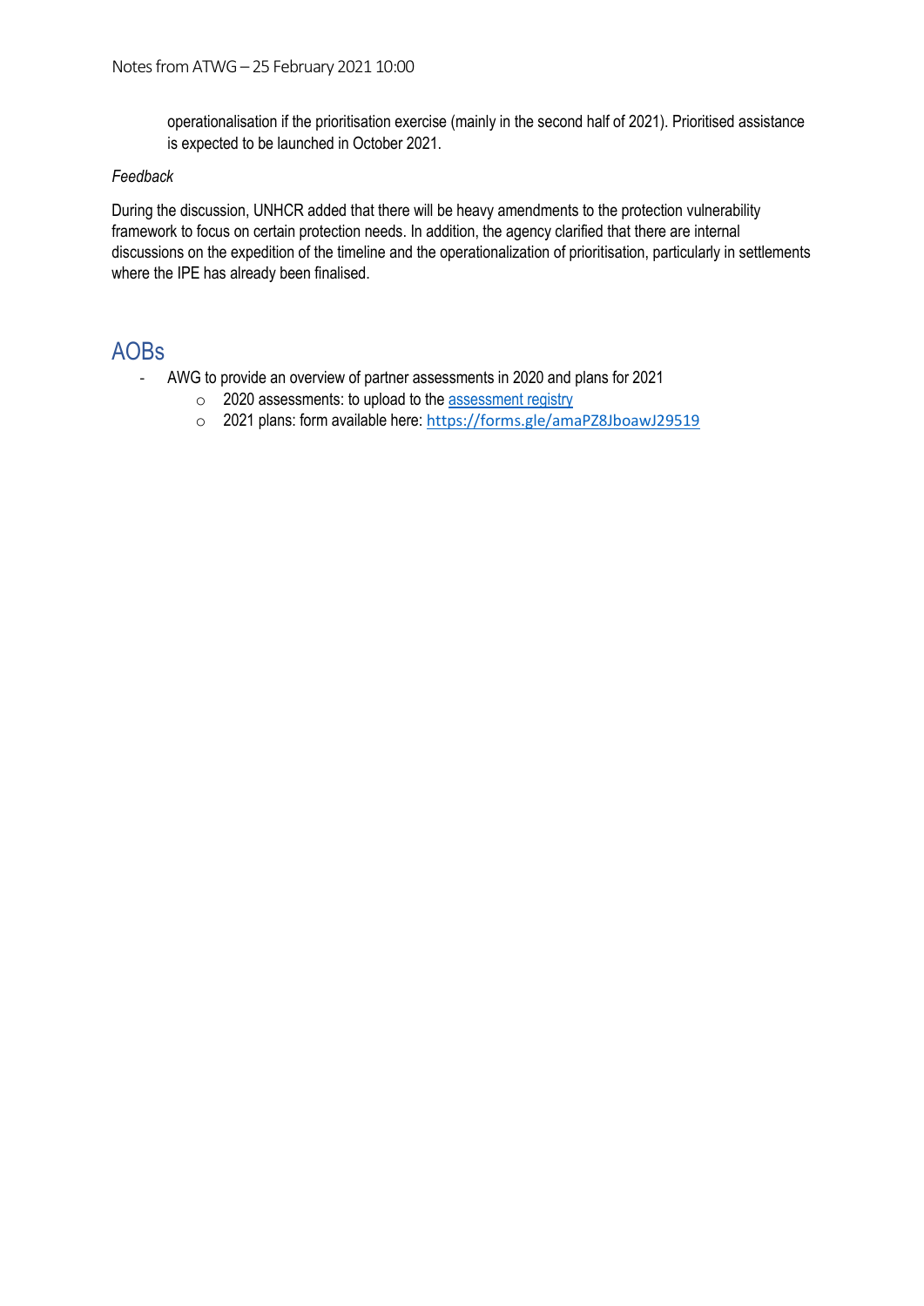operationalisation if the prioritisation exercise (mainly in the second half of 2021). Prioritised assistance is expected to be launched in October 2021.

*Feedback*

During the discussion, UNHCR added that there will be heavy amendments to the protection vulnerability framework to focus on certain protection needs. In addition, the agency clarified that there are internal discussions on the expedition of the timeline and the operationalization of prioritisation, particularly in settlements where the IPE has already been finalised.

## AOBs

- AWG to provide an overview of partner assessments in 2020 and plans for 2021
  - 2020 assessments: to upload to the assessment registry
  - 2021 plans: form available here: https://forms.gle/amaPZ8JboawJ29519